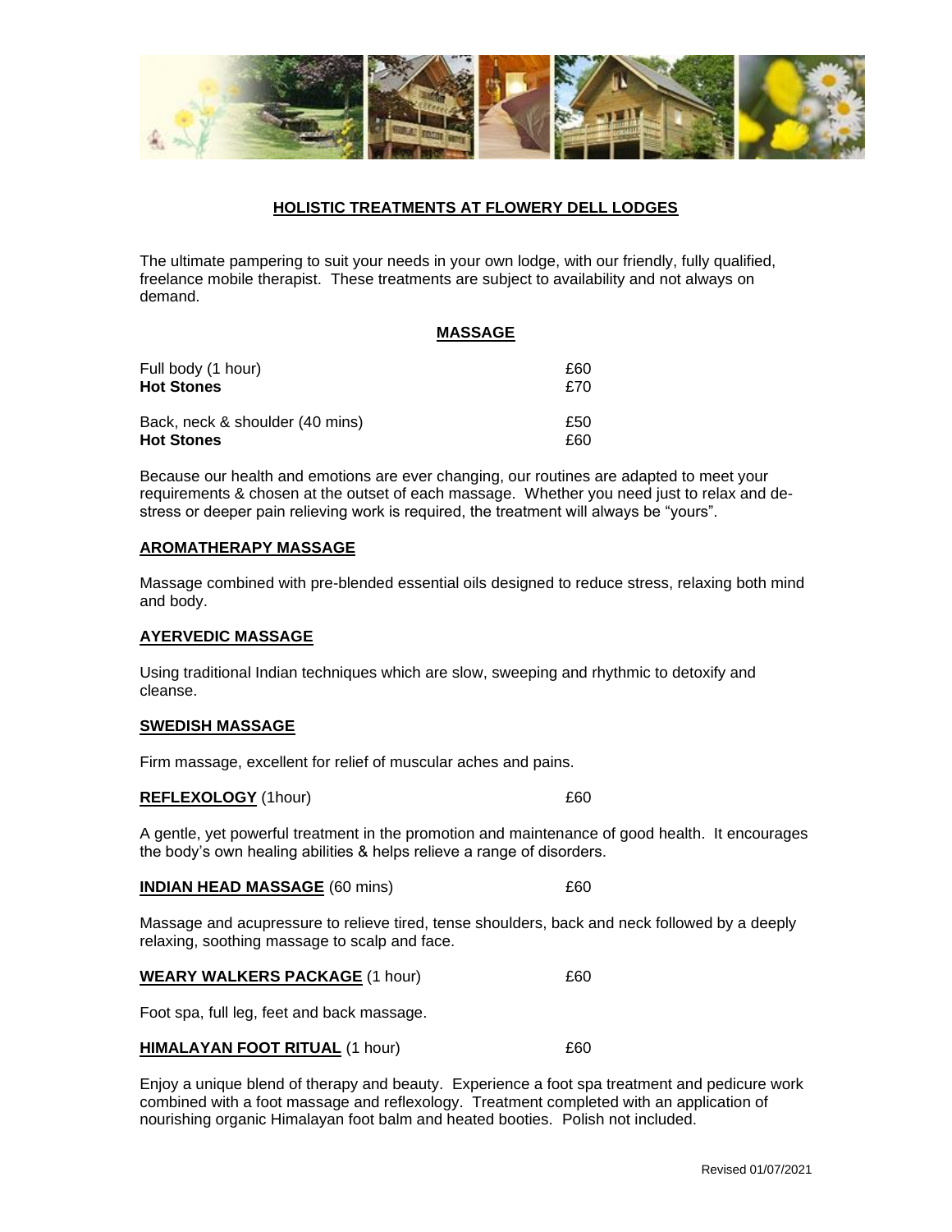# HOLISTIC TREATMENTS AT FLOWERY DELL LODGES

The ultimate pampering to suit your needs in your own lodge, with our friendly, fully qualified, freelance mobile therapist. These treatments are subject to availability and not always on demand.

## MASSAGE

| | |
|---|---|
| Full body (1 hour) | £60 |
| **Hot Stones** | £70 |
| Back, neck & shoulder (40 mins) | £50 |
| **Hot Stones** | £60 |

Because our health and emotions are ever changing, our routines are adapted to meet your requirements & chosen at the outset of each massage. Whether you need just to relax and de-stress or deeper pain relieving work is required, the treatment will always be "yours".

### AROMATHERAPY MASSAGE

Massage combined with pre-blended essential oils designed to reduce stress, relaxing both mind and body.

### AYERVEDIC MASSAGE

Using traditional Indian techniques which are slow, sweeping and rhythmic to detoxify and cleanse.

### SWEDISH MASSAGE

Firm massage, excellent for relief of muscular aches and pains.

### REFLEXOLOGY (1hour) — £60

A gentle, yet powerful treatment in the promotion and maintenance of good health. It encourages the body's own healing abilities & helps relieve a range of disorders.

### INDIAN HEAD MASSAGE (60 mins) — £60

Massage and acupressure to relieve tired, tense shoulders, back and neck followed by a deeply relaxing, soothing massage to scalp and face.

### WEARY WALKERS PACKAGE (1 hour) — £60

Foot spa, full leg, feet and back massage.

### HIMALAYAN FOOT RITUAL (1 hour) — £60

Enjoy a unique blend of therapy and beauty. Experience a foot spa treatment and pedicure work combined with a foot massage and reflexology. Treatment completed with an application of nourishing organic Himalayan foot balm and heated booties. Polish not included.

Revised 01/07/2021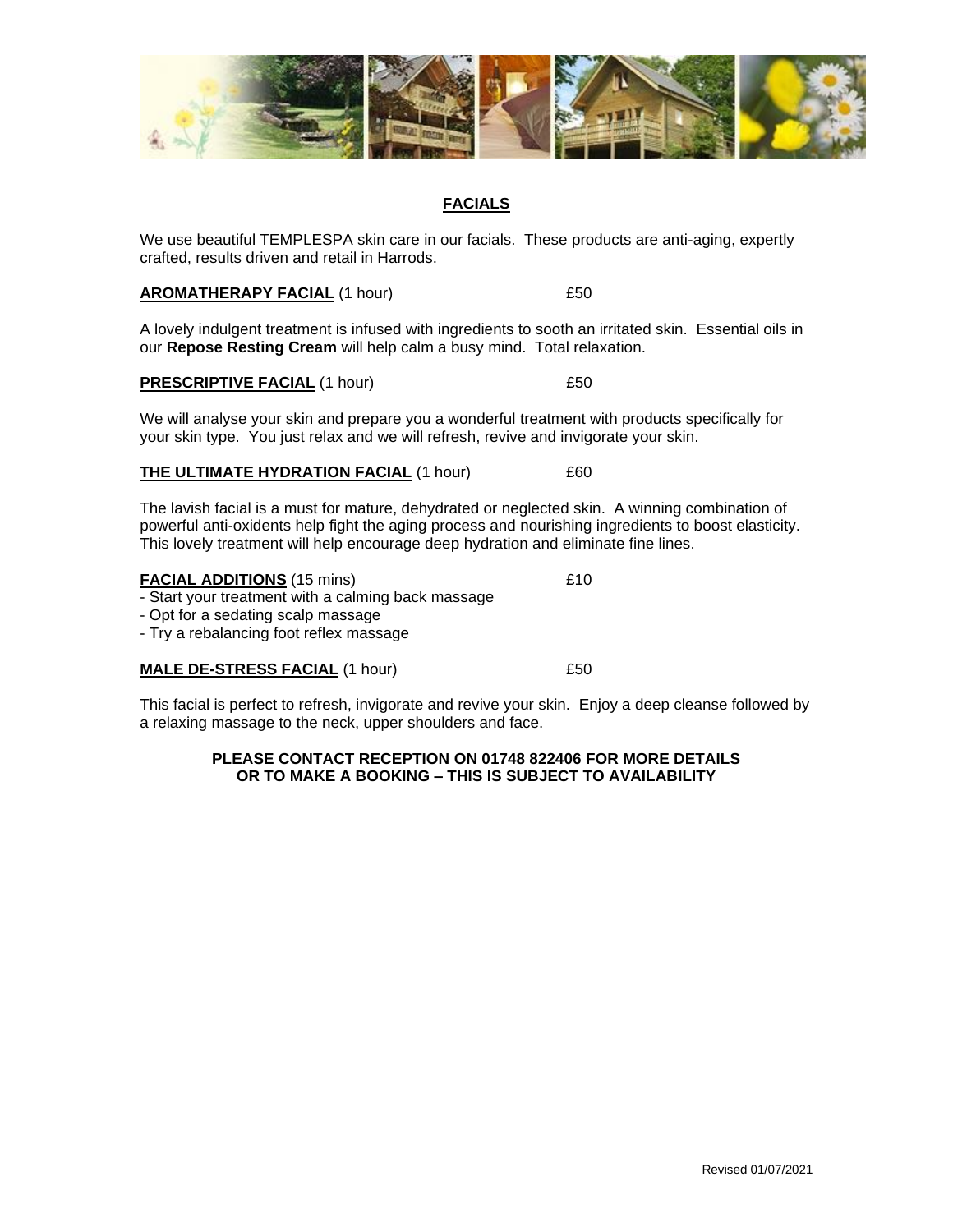## FACIALS

We use beautiful TEMPLESPA skin care in our facials. These products are anti-aging, expertly crafted, results driven and retail in Harrods.

**AROMATHERAPY FACIAL** (1 hour) £50

A lovely indulgent treatment is infused with ingredients to sooth an irritated skin. Essential oils in our **Repose Resting Cream** will help calm a busy mind. Total relaxation.

**PRESCRIPTIVE FACIAL** (1 hour) £50

We will analyse your skin and prepare you a wonderful treatment with products specifically for your skin type. You just relax and we will refresh, revive and invigorate your skin.

**THE ULTIMATE HYDRATION FACIAL** (1 hour) £60

The lavish facial is a must for mature, dehydrated or neglected skin. A winning combination of powerful anti-oxidents help fight the aging process and nourishing ingredients to boost elasticity. This lovely treatment will help encourage deep hydration and eliminate fine lines.

**FACIAL ADDITIONS** (15 mins) £10

- Start your treatment with a calming back massage
- Opt for a sedating scalp massage
- Try a rebalancing foot reflex massage

**MALE DE-STRESS FACIAL** (1 hour) £50

This facial is perfect to refresh, invigorate and revive your skin. Enjoy a deep cleanse followed by a relaxing massage to the neck, upper shoulders and face.

**PLEASE CONTACT RECEPTION ON 01748 822406 FOR MORE DETAILS OR TO MAKE A BOOKING – THIS IS SUBJECT TO AVAILABILITY**

Revised 01/07/2021